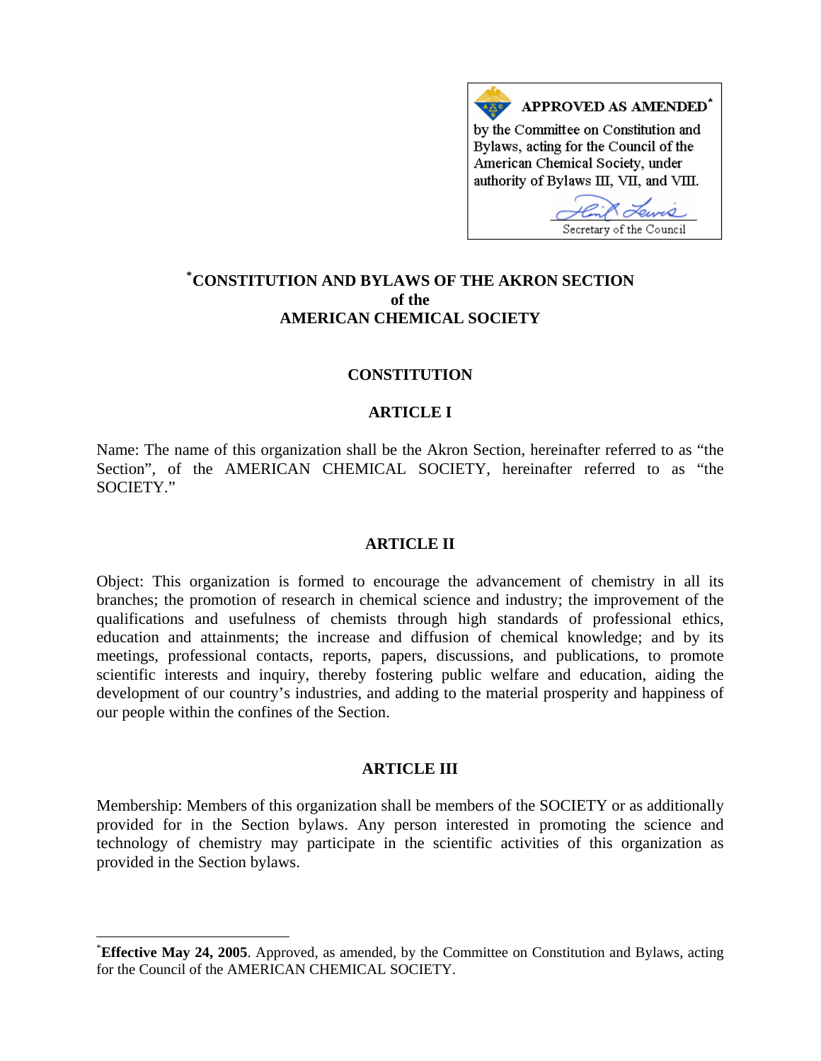**APPROVED AS AMENDED*** by the Committee on Constitution and Bylaws, acting for the Council of the American Chemical Society, under authority of Bylaws III, VII, and VIII.

Secretary of the Council

# *CONSTITUTION AND BYLAWS OF THE AKRON SECTION of the AMERICAN CHEMICAL SOCIETY

## CONSTITUTION

### ARTICLE I

Name: The name of this organization shall be the Akron Section, hereinafter referred to as "the Section", of the AMERICAN CHEMICAL SOCIETY, hereinafter referred to as "the SOCIETY."

### ARTICLE II

Object: This organization is formed to encourage the advancement of chemistry in all its branches; the promotion of research in chemical science and industry; the improvement of the qualifications and usefulness of chemists through high standards of professional ethics, education and attainments; the increase and diffusion of chemical knowledge; and by its meetings, professional contacts, reports, papers, discussions, and publications, to promote scientific interests and inquiry, thereby fostering public welfare and education, aiding the development of our country's industries, and adding to the material prosperity and happiness of our people within the confines of the Section.

### ARTICLE III

Membership: Members of this organization shall be members of the SOCIETY or as additionally provided for in the Section bylaws. Any person interested in promoting the science and technology of chemistry may participate in the scientific activities of this organization as provided in the Section bylaws.

---

***Effective May 24, 2005**. Approved, as amended, by the Committee on Constitution and Bylaws, acting for the Council of the AMERICAN CHEMICAL SOCIETY.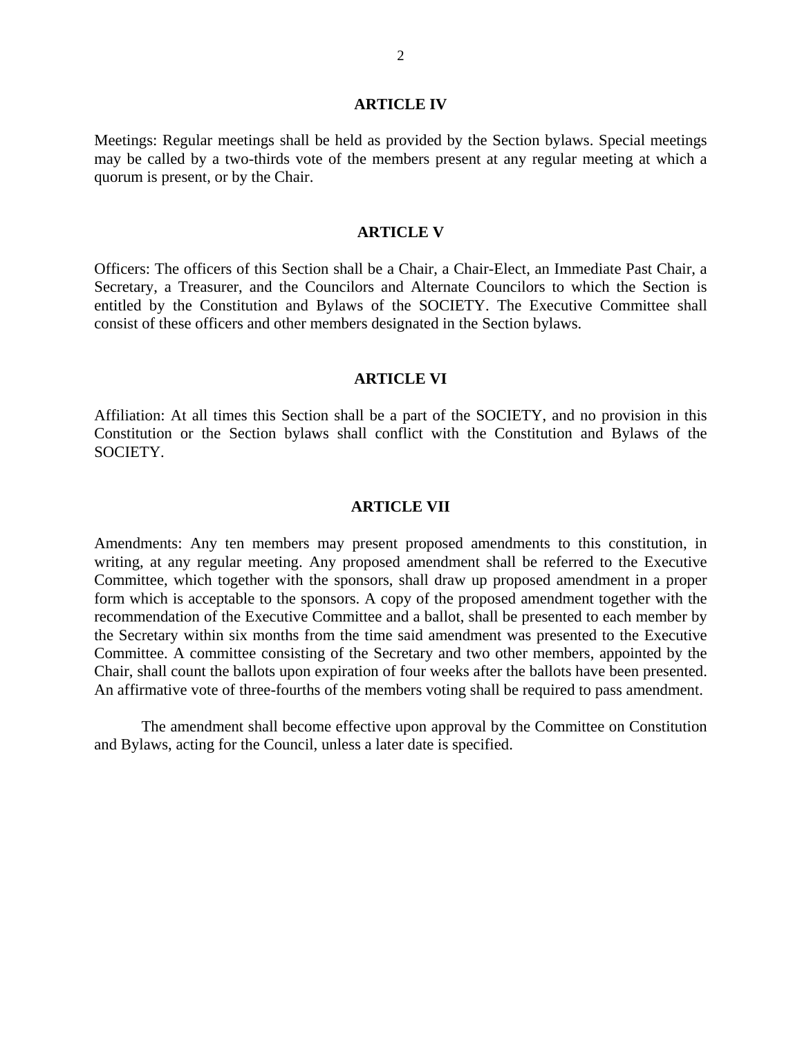## ARTICLE IV

Meetings: Regular meetings shall be held as provided by the Section bylaws. Special meetings may be called by a two-thirds vote of the members present at any regular meeting at which a quorum is present, or by the Chair.

## ARTICLE V

Officers: The officers of this Section shall be a Chair, a Chair-Elect, an Immediate Past Chair, a Secretary, a Treasurer, and the Councilors and Alternate Councilors to which the Section is entitled by the Constitution and Bylaws of the SOCIETY. The Executive Committee shall consist of these officers and other members designated in the Section bylaws.

## ARTICLE VI

Affiliation: At all times this Section shall be a part of the SOCIETY, and no provision in this Constitution or the Section bylaws shall conflict with the Constitution and Bylaws of the SOCIETY.

## ARTICLE VII

Amendments: Any ten members may present proposed amendments to this constitution, in writing, at any regular meeting. Any proposed amendment shall be referred to the Executive Committee, which together with the sponsors, shall draw up proposed amendment in a proper form which is acceptable to the sponsors. A copy of the proposed amendment together with the recommendation of the Executive Committee and a ballot, shall be presented to each member by the Secretary within six months from the time said amendment was presented to the Executive Committee. A committee consisting of the Secretary and two other members, appointed by the Chair, shall count the ballots upon expiration of four weeks after the ballots have been presented. An affirmative vote of three-fourths of the members voting shall be required to pass amendment.

The amendment shall become effective upon approval by the Committee on Constitution and Bylaws, acting for the Council, unless a later date is specified.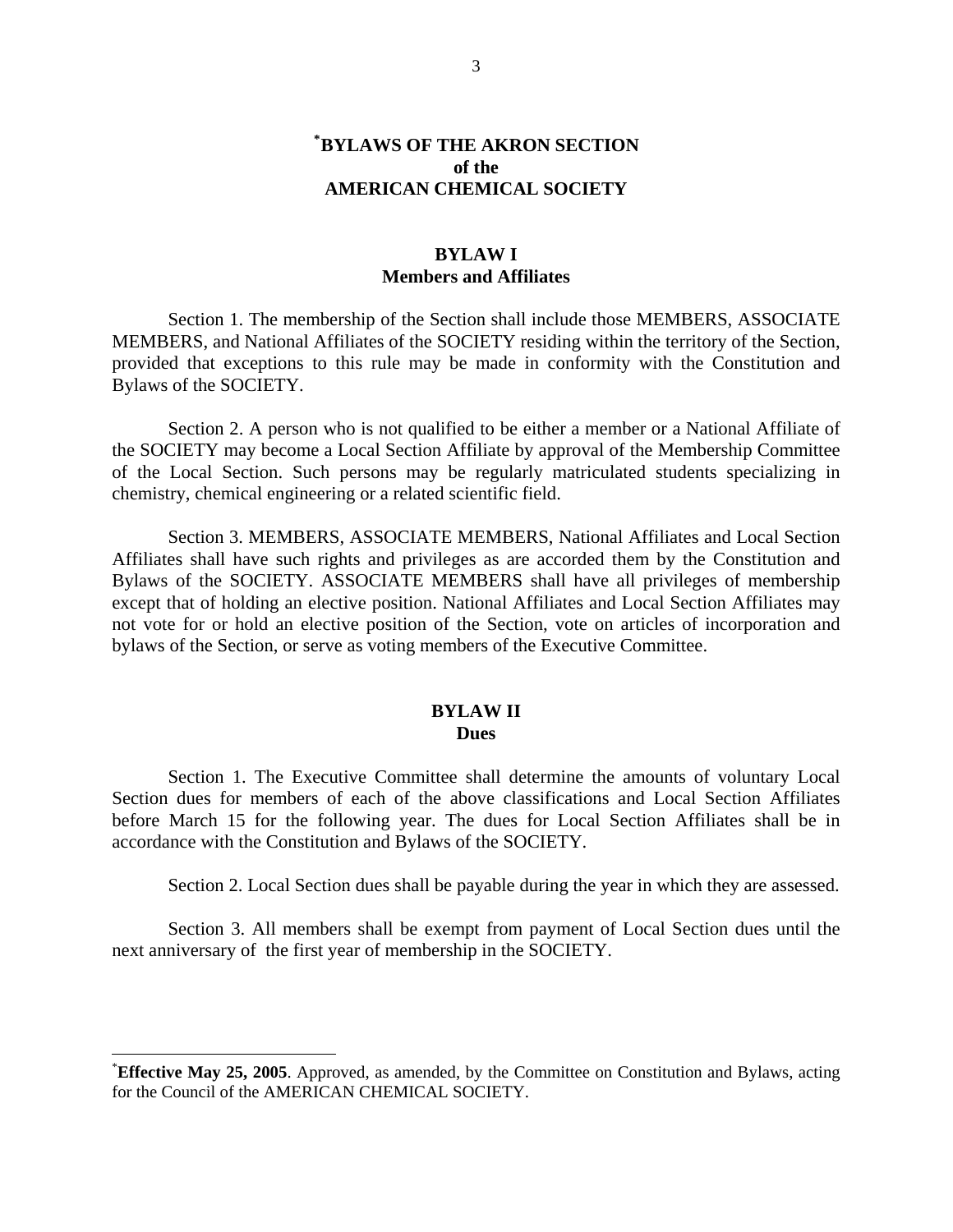# [*]BYLAWS OF THE AKRON SECTION of the AMERICAN CHEMICAL SOCIETY

## BYLAW I
## Members and Affiliates

Section 1. The membership of the Section shall include those MEMBERS, ASSOCIATE MEMBERS, and National Affiliates of the SOCIETY residing within the territory of the Section, provided that exceptions to this rule may be made in conformity with the Constitution and Bylaws of the SOCIETY.

Section 2. A person who is not qualified to be either a member or a National Affiliate of the SOCIETY may become a Local Section Affiliate by approval of the Membership Committee of the Local Section. Such persons may be regularly matriculated students specializing in chemistry, chemical engineering or a related scientific field.

Section 3. MEMBERS, ASSOCIATE MEMBERS, National Affiliates and Local Section Affiliates shall have such rights and privileges as are accorded them by the Constitution and Bylaws of the SOCIETY. ASSOCIATE MEMBERS shall have all privileges of membership except that of holding an elective position. National Affiliates and Local Section Affiliates may not vote for or hold an elective position of the Section, vote on articles of incorporation and bylaws of the Section, or serve as voting members of the Executive Committee.

## BYLAW II
## Dues

Section 1. The Executive Committee shall determine the amounts of voluntary Local Section dues for members of each of the above classifications and Local Section Affiliates before March 15 for the following year. The dues for Local Section Affiliates shall be in accordance with the Constitution and Bylaws of the SOCIETY.

Section 2. Local Section dues shall be payable during the year in which they are assessed.

Section 3. All members shall be exempt from payment of Local Section dues until the next anniversary of the first year of membership in the SOCIETY.

---

[*] **Effective May 25, 2005**. Approved, as amended, by the Committee on Constitution and Bylaws, acting for the Council of the AMERICAN CHEMICAL SOCIETY.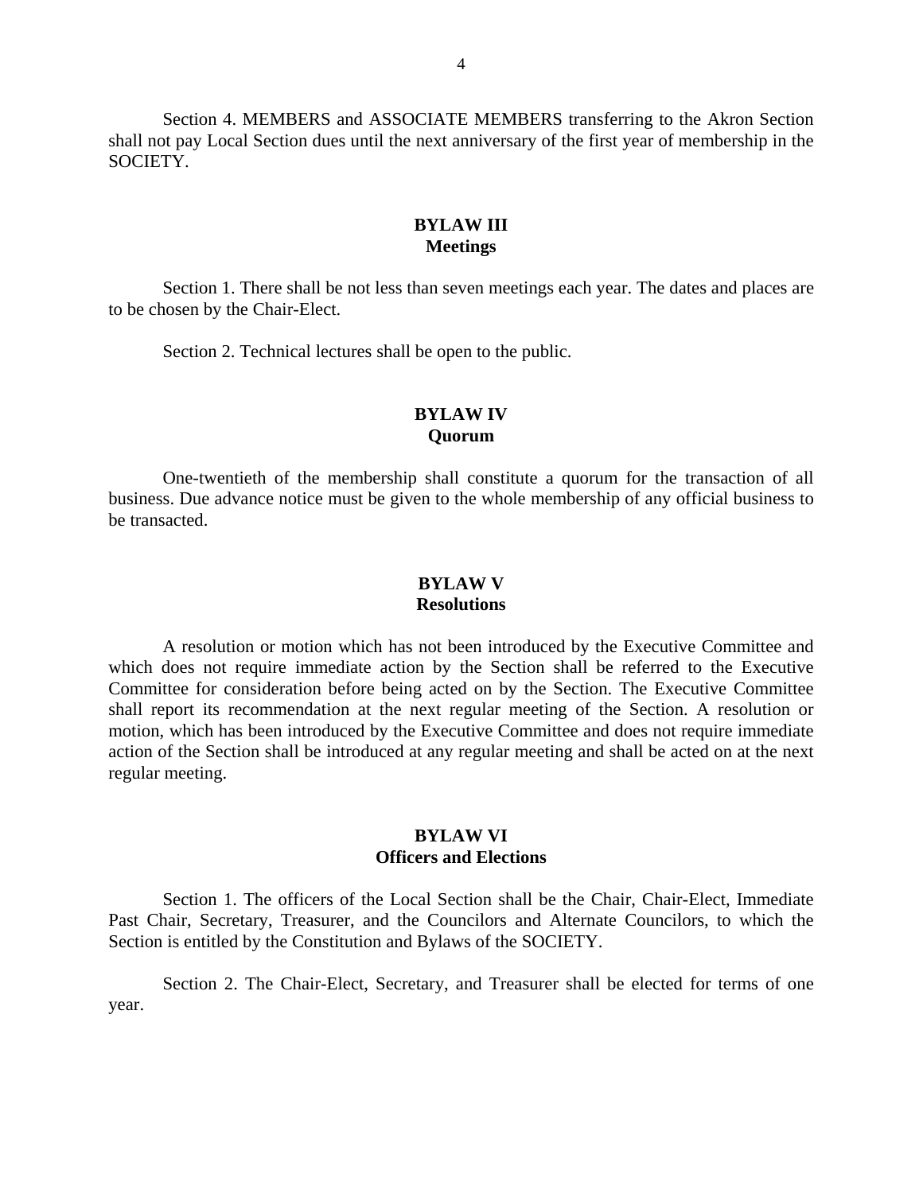Section 4. MEMBERS and ASSOCIATE MEMBERS transferring to the Akron Section shall not pay Local Section dues until the next anniversary of the first year of membership in the SOCIETY.

## BYLAW III
## Meetings

Section 1. There shall be not less than seven meetings each year. The dates and places are to be chosen by the Chair-Elect.

Section 2. Technical lectures shall be open to the public.

## BYLAW IV
## Quorum

One-twentieth of the membership shall constitute a quorum for the transaction of all business. Due advance notice must be given to the whole membership of any official business to be transacted.

## BYLAW V
## Resolutions

A resolution or motion which has not been introduced by the Executive Committee and which does not require immediate action by the Section shall be referred to the Executive Committee for consideration before being acted on by the Section. The Executive Committee shall report its recommendation at the next regular meeting of the Section. A resolution or motion, which has been introduced by the Executive Committee and does not require immediate action of the Section shall be introduced at any regular meeting and shall be acted on at the next regular meeting.

## BYLAW VI
## Officers and Elections

Section 1. The officers of the Local Section shall be the Chair, Chair-Elect, Immediate Past Chair, Secretary, Treasurer, and the Councilors and Alternate Councilors, to which the Section is entitled by the Constitution and Bylaws of the SOCIETY.

Section 2. The Chair-Elect, Secretary, and Treasurer shall be elected for terms of one year.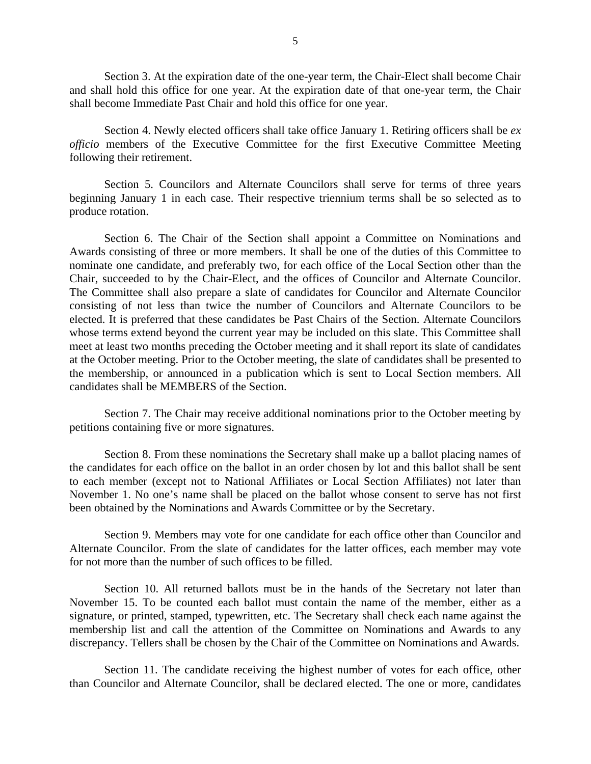Section 3. At the expiration date of the one-year term, the Chair-Elect shall become Chair and shall hold this office for one year. At the expiration date of that one-year term, the Chair shall become Immediate Past Chair and hold this office for one year.

Section 4. Newly elected officers shall take office January 1. Retiring officers shall be *ex officio* members of the Executive Committee for the first Executive Committee Meeting following their retirement.

Section 5. Councilors and Alternate Councilors shall serve for terms of three years beginning January 1 in each case. Their respective triennium terms shall be so selected as to produce rotation.

Section 6. The Chair of the Section shall appoint a Committee on Nominations and Awards consisting of three or more members. It shall be one of the duties of this Committee to nominate one candidate, and preferably two, for each office of the Local Section other than the Chair, succeeded to by the Chair-Elect, and the offices of Councilor and Alternate Councilor. The Committee shall also prepare a slate of candidates for Councilor and Alternate Councilor consisting of not less than twice the number of Councilors and Alternate Councilors to be elected. It is preferred that these candidates be Past Chairs of the Section. Alternate Councilors whose terms extend beyond the current year may be included on this slate. This Committee shall meet at least two months preceding the October meeting and it shall report its slate of candidates at the October meeting. Prior to the October meeting, the slate of candidates shall be presented to the membership, or announced in a publication which is sent to Local Section members. All candidates shall be MEMBERS of the Section.

Section 7. The Chair may receive additional nominations prior to the October meeting by petitions containing five or more signatures.

Section 8. From these nominations the Secretary shall make up a ballot placing names of the candidates for each office on the ballot in an order chosen by lot and this ballot shall be sent to each member (except not to National Affiliates or Local Section Affiliates) not later than November 1. No one's name shall be placed on the ballot whose consent to serve has not first been obtained by the Nominations and Awards Committee or by the Secretary.

Section 9. Members may vote for one candidate for each office other than Councilor and Alternate Councilor. From the slate of candidates for the latter offices, each member may vote for not more than the number of such offices to be filled.

Section 10. All returned ballots must be in the hands of the Secretary not later than November 15. To be counted each ballot must contain the name of the member, either as a signature, or printed, stamped, typewritten, etc. The Secretary shall check each name against the membership list and call the attention of the Committee on Nominations and Awards to any discrepancy. Tellers shall be chosen by the Chair of the Committee on Nominations and Awards.

Section 11. The candidate receiving the highest number of votes for each office, other than Councilor and Alternate Councilor, shall be declared elected. The one or more, candidates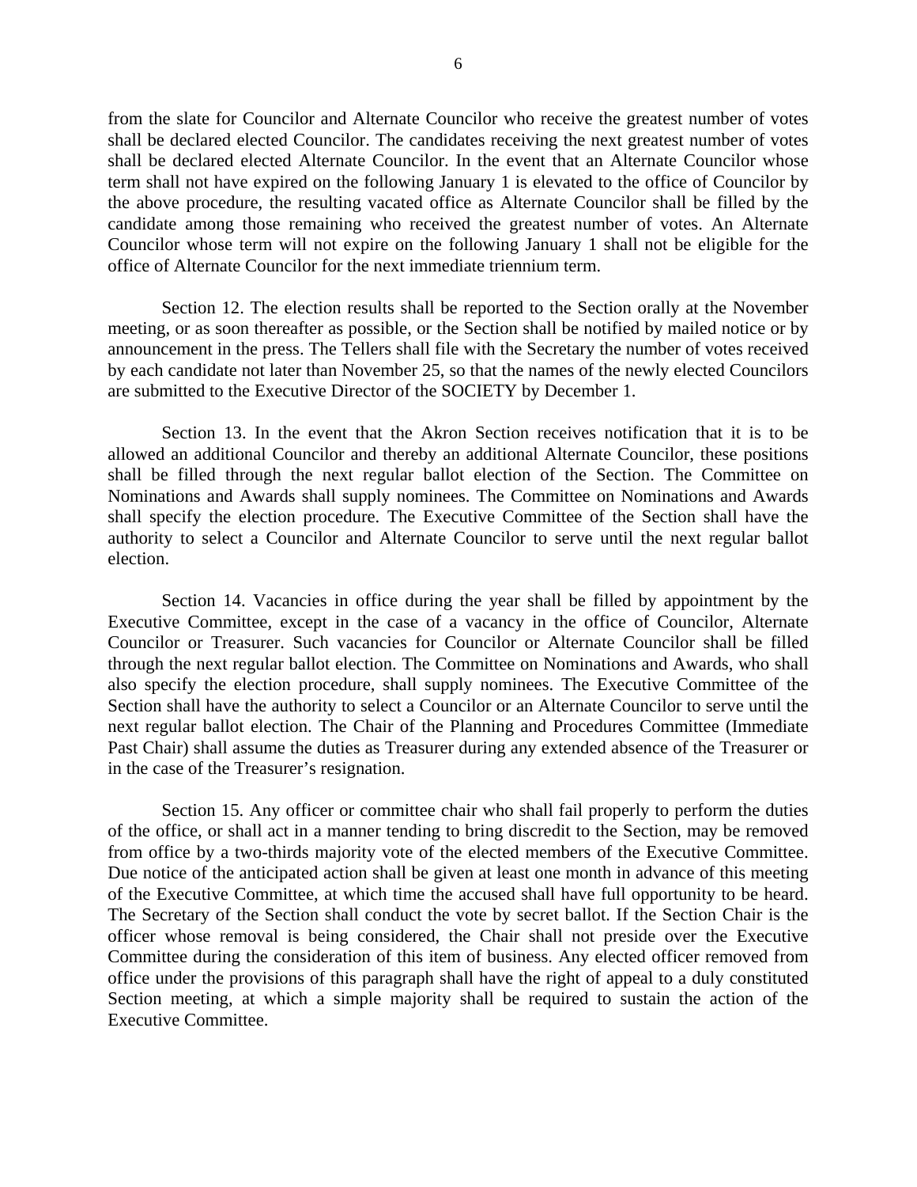from the slate for Councilor and Alternate Councilor who receive the greatest number of votes shall be declared elected Councilor. The candidates receiving the next greatest number of votes shall be declared elected Alternate Councilor. In the event that an Alternate Councilor whose term shall not have expired on the following January 1 is elevated to the office of Councilor by the above procedure, the resulting vacated office as Alternate Councilor shall be filled by the candidate among those remaining who received the greatest number of votes. An Alternate Councilor whose term will not expire on the following January 1 shall not be eligible for the office of Alternate Councilor for the next immediate triennium term.

Section 12. The election results shall be reported to the Section orally at the November meeting, or as soon thereafter as possible, or the Section shall be notified by mailed notice or by announcement in the press. The Tellers shall file with the Secretary the number of votes received by each candidate not later than November 25, so that the names of the newly elected Councilors are submitted to the Executive Director of the SOCIETY by December 1.

Section 13. In the event that the Akron Section receives notification that it is to be allowed an additional Councilor and thereby an additional Alternate Councilor, these positions shall be filled through the next regular ballot election of the Section. The Committee on Nominations and Awards shall supply nominees. The Committee on Nominations and Awards shall specify the election procedure. The Executive Committee of the Section shall have the authority to select a Councilor and Alternate Councilor to serve until the next regular ballot election.

Section 14. Vacancies in office during the year shall be filled by appointment by the Executive Committee, except in the case of a vacancy in the office of Councilor, Alternate Councilor or Treasurer. Such vacancies for Councilor or Alternate Councilor shall be filled through the next regular ballot election. The Committee on Nominations and Awards, who shall also specify the election procedure, shall supply nominees. The Executive Committee of the Section shall have the authority to select a Councilor or an Alternate Councilor to serve until the next regular ballot election. The Chair of the Planning and Procedures Committee (Immediate Past Chair) shall assume the duties as Treasurer during any extended absence of the Treasurer or in the case of the Treasurer's resignation.

Section 15. Any officer or committee chair who shall fail properly to perform the duties of the office, or shall act in a manner tending to bring discredit to the Section, may be removed from office by a two-thirds majority vote of the elected members of the Executive Committee. Due notice of the anticipated action shall be given at least one month in advance of this meeting of the Executive Committee, at which time the accused shall have full opportunity to be heard. The Secretary of the Section shall conduct the vote by secret ballot. If the Section Chair is the officer whose removal is being considered, the Chair shall not preside over the Executive Committee during the consideration of this item of business. Any elected officer removed from office under the provisions of this paragraph shall have the right of appeal to a duly constituted Section meeting, at which a simple majority shall be required to sustain the action of the Executive Committee.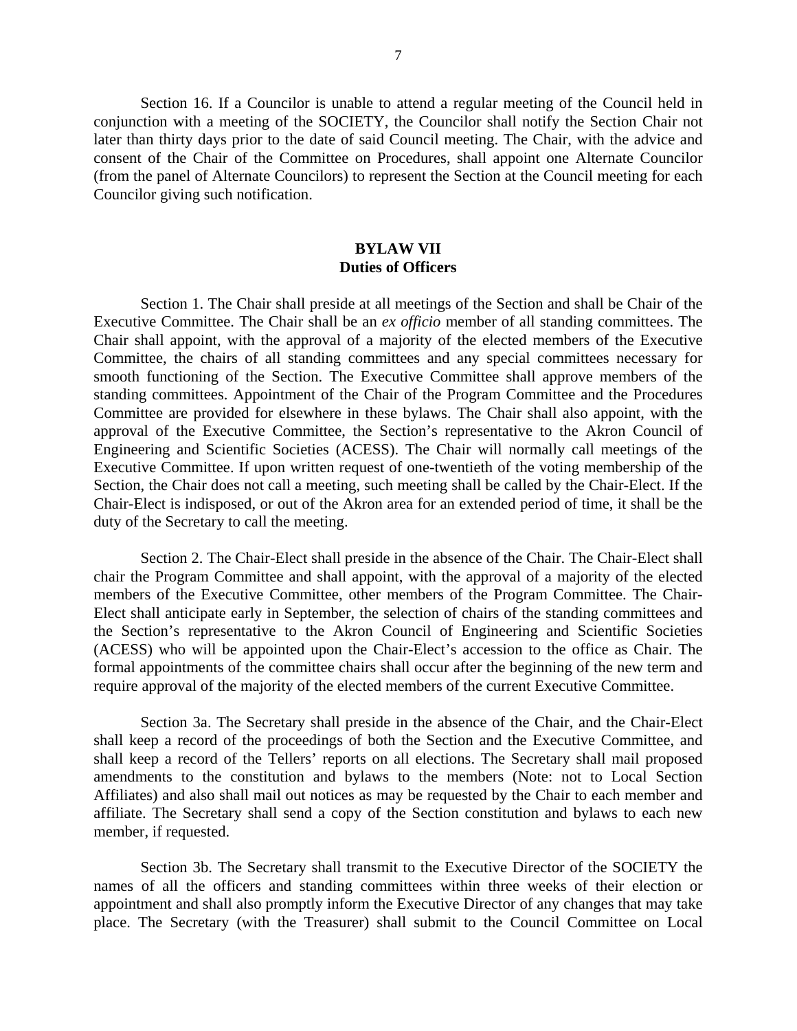Section 16. If a Councilor is unable to attend a regular meeting of the Council held in conjunction with a meeting of the SOCIETY, the Councilor shall notify the Section Chair not later than thirty days prior to the date of said Council meeting. The Chair, with the advice and consent of the Chair of the Committee on Procedures, shall appoint one Alternate Councilor (from the panel of Alternate Councilors) to represent the Section at the Council meeting for each Councilor giving such notification.

## BYLAW VII
## Duties of Officers

Section 1. The Chair shall preside at all meetings of the Section and shall be Chair of the Executive Committee. The Chair shall be an *ex officio* member of all standing committees. The Chair shall appoint, with the approval of a majority of the elected members of the Executive Committee, the chairs of all standing committees and any special committees necessary for smooth functioning of the Section. The Executive Committee shall approve members of the standing committees. Appointment of the Chair of the Program Committee and the Procedures Committee are provided for elsewhere in these bylaws. The Chair shall also appoint, with the approval of the Executive Committee, the Section's representative to the Akron Council of Engineering and Scientific Societies (ACESS). The Chair will normally call meetings of the Executive Committee. If upon written request of one-twentieth of the voting membership of the Section, the Chair does not call a meeting, such meeting shall be called by the Chair-Elect. If the Chair-Elect is indisposed, or out of the Akron area for an extended period of time, it shall be the duty of the Secretary to call the meeting.

Section 2. The Chair-Elect shall preside in the absence of the Chair. The Chair-Elect shall chair the Program Committee and shall appoint, with the approval of a majority of the elected members of the Executive Committee, other members of the Program Committee. The Chair-Elect shall anticipate early in September, the selection of chairs of the standing committees and the Section's representative to the Akron Council of Engineering and Scientific Societies (ACESS) who will be appointed upon the Chair-Elect's accession to the office as Chair. The formal appointments of the committee chairs shall occur after the beginning of the new term and require approval of the majority of the elected members of the current Executive Committee.

Section 3a. The Secretary shall preside in the absence of the Chair, and the Chair-Elect shall keep a record of the proceedings of both the Section and the Executive Committee, and shall keep a record of the Tellers' reports on all elections. The Secretary shall mail proposed amendments to the constitution and bylaws to the members (Note: not to Local Section Affiliates) and also shall mail out notices as may be requested by the Chair to each member and affiliate. The Secretary shall send a copy of the Section constitution and bylaws to each new member, if requested.

Section 3b. The Secretary shall transmit to the Executive Director of the SOCIETY the names of all the officers and standing committees within three weeks of their election or appointment and shall also promptly inform the Executive Director of any changes that may take place. The Secretary (with the Treasurer) shall submit to the Council Committee on Local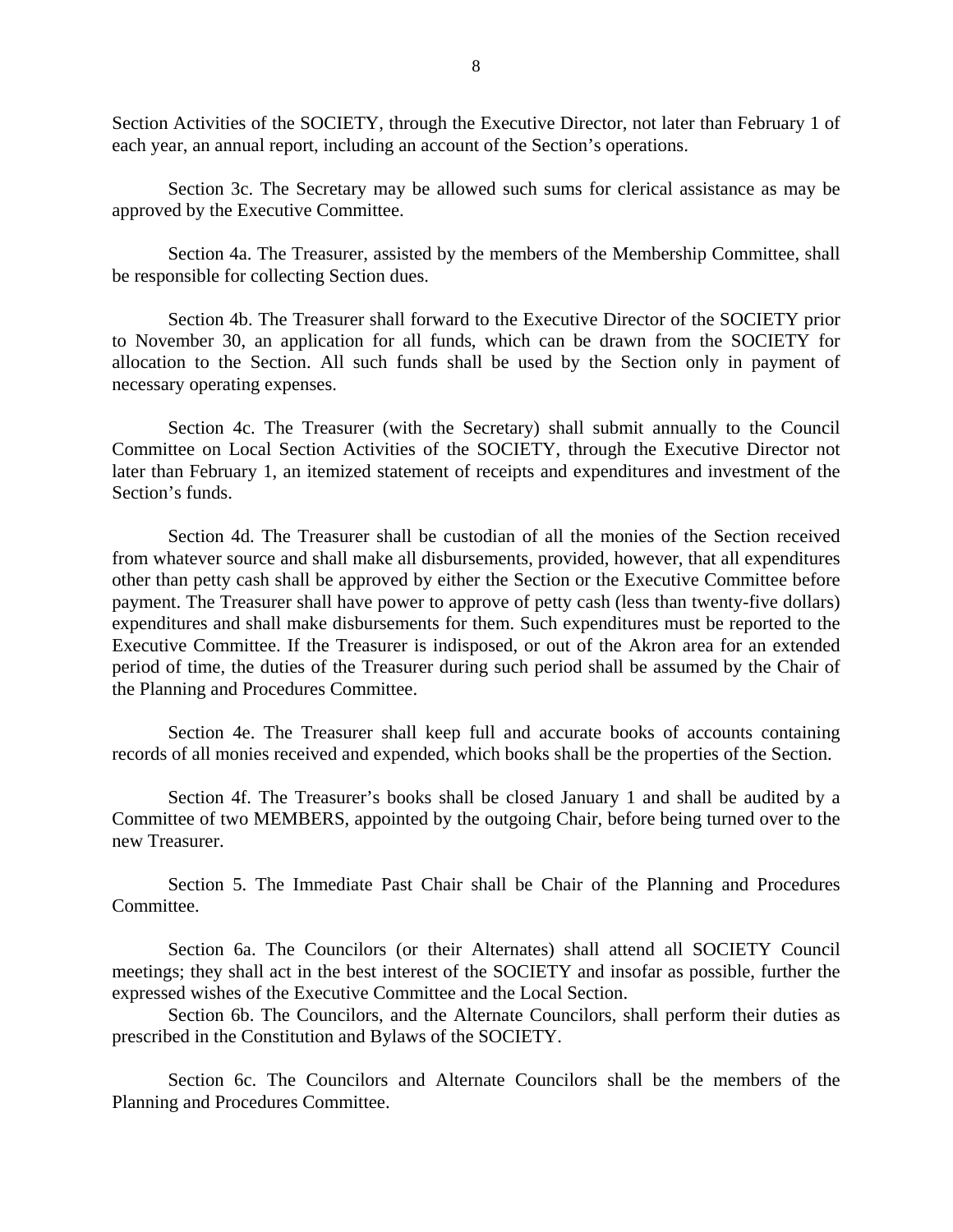Section Activities of the SOCIETY, through the Executive Director, not later than February 1 of each year, an annual report, including an account of the Section's operations.

Section 3c. The Secretary may be allowed such sums for clerical assistance as may be approved by the Executive Committee.

Section 4a. The Treasurer, assisted by the members of the Membership Committee, shall be responsible for collecting Section dues.

Section 4b. The Treasurer shall forward to the Executive Director of the SOCIETY prior to November 30, an application for all funds, which can be drawn from the SOCIETY for allocation to the Section. All such funds shall be used by the Section only in payment of necessary operating expenses.

Section 4c. The Treasurer (with the Secretary) shall submit annually to the Council Committee on Local Section Activities of the SOCIETY, through the Executive Director not later than February 1, an itemized statement of receipts and expenditures and investment of the Section's funds.

Section 4d. The Treasurer shall be custodian of all the monies of the Section received from whatever source and shall make all disbursements, provided, however, that all expenditures other than petty cash shall be approved by either the Section or the Executive Committee before payment. The Treasurer shall have power to approve of petty cash (less than twenty-five dollars) expenditures and shall make disbursements for them. Such expenditures must be reported to the Executive Committee. If the Treasurer is indisposed, or out of the Akron area for an extended period of time, the duties of the Treasurer during such period shall be assumed by the Chair of the Planning and Procedures Committee.

Section 4e. The Treasurer shall keep full and accurate books of accounts containing records of all monies received and expended, which books shall be the properties of the Section.

Section 4f. The Treasurer's books shall be closed January 1 and shall be audited by a Committee of two MEMBERS, appointed by the outgoing Chair, before being turned over to the new Treasurer.

Section 5. The Immediate Past Chair shall be Chair of the Planning and Procedures Committee.

Section 6a. The Councilors (or their Alternates) shall attend all SOCIETY Council meetings; they shall act in the best interest of the SOCIETY and insofar as possible, further the expressed wishes of the Executive Committee and the Local Section.

Section 6b. The Councilors, and the Alternate Councilors, shall perform their duties as prescribed in the Constitution and Bylaws of the SOCIETY.

Section 6c. The Councilors and Alternate Councilors shall be the members of the Planning and Procedures Committee.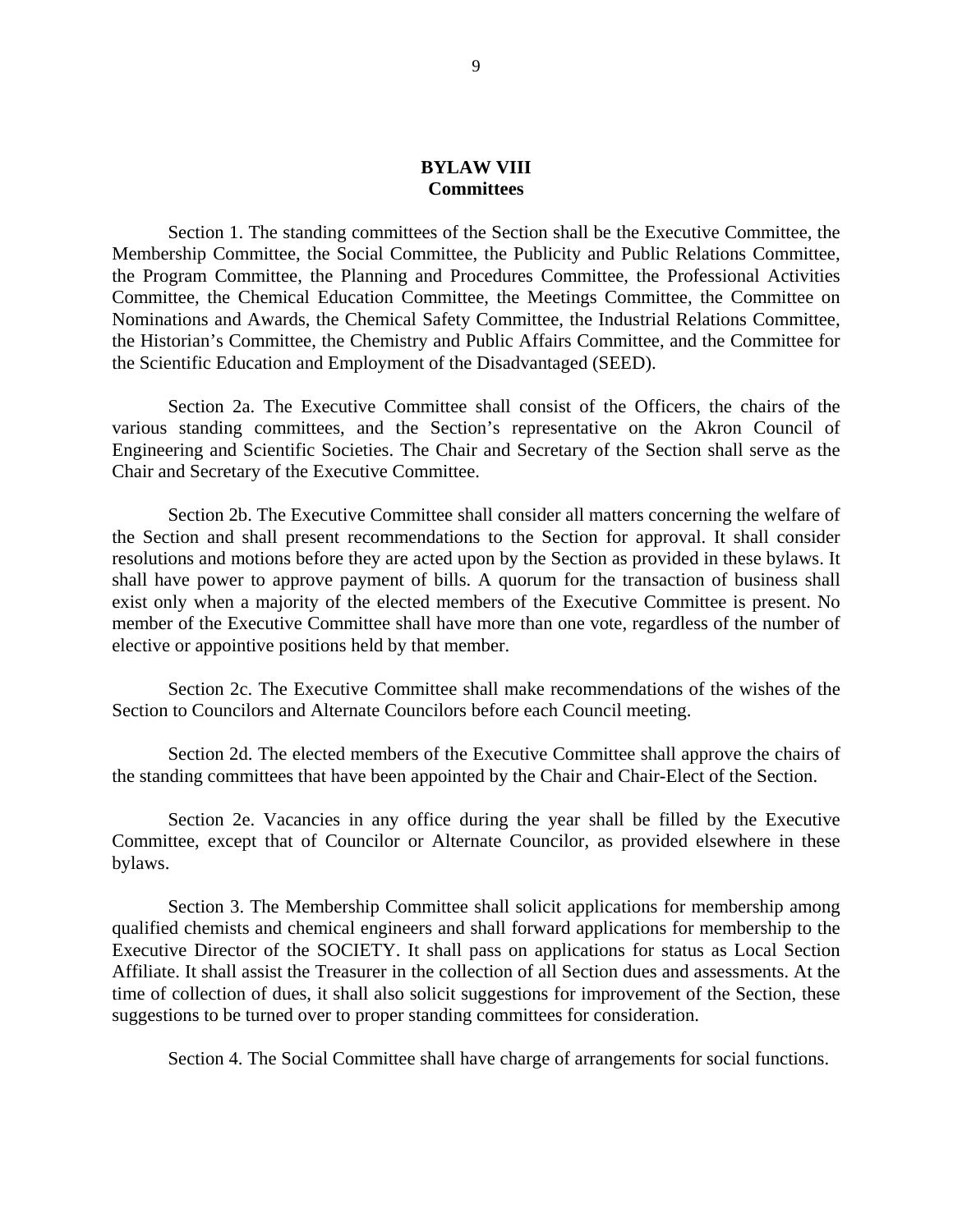## BYLAW VIII
## Committees

Section 1. The standing committees of the Section shall be the Executive Committee, the Membership Committee, the Social Committee, the Publicity and Public Relations Committee, the Program Committee, the Planning and Procedures Committee, the Professional Activities Committee, the Chemical Education Committee, the Meetings Committee, the Committee on Nominations and Awards, the Chemical Safety Committee, the Industrial Relations Committee, the Historian's Committee, the Chemistry and Public Affairs Committee, and the Committee for the Scientific Education and Employment of the Disadvantaged (SEED).

Section 2a. The Executive Committee shall consist of the Officers, the chairs of the various standing committees, and the Section's representative on the Akron Council of Engineering and Scientific Societies. The Chair and Secretary of the Section shall serve as the Chair and Secretary of the Executive Committee.

Section 2b. The Executive Committee shall consider all matters concerning the welfare of the Section and shall present recommendations to the Section for approval. It shall consider resolutions and motions before they are acted upon by the Section as provided in these bylaws. It shall have power to approve payment of bills. A quorum for the transaction of business shall exist only when a majority of the elected members of the Executive Committee is present. No member of the Executive Committee shall have more than one vote, regardless of the number of elective or appointive positions held by that member.

Section 2c. The Executive Committee shall make recommendations of the wishes of the Section to Councilors and Alternate Councilors before each Council meeting.

Section 2d. The elected members of the Executive Committee shall approve the chairs of the standing committees that have been appointed by the Chair and Chair-Elect of the Section.

Section 2e. Vacancies in any office during the year shall be filled by the Executive Committee, except that of Councilor or Alternate Councilor, as provided elsewhere in these bylaws.

Section 3. The Membership Committee shall solicit applications for membership among qualified chemists and chemical engineers and shall forward applications for membership to the Executive Director of the SOCIETY. It shall pass on applications for status as Local Section Affiliate. It shall assist the Treasurer in the collection of all Section dues and assessments. At the time of collection of dues, it shall also solicit suggestions for improvement of the Section, these suggestions to be turned over to proper standing committees for consideration.

Section 4. The Social Committee shall have charge of arrangements for social functions.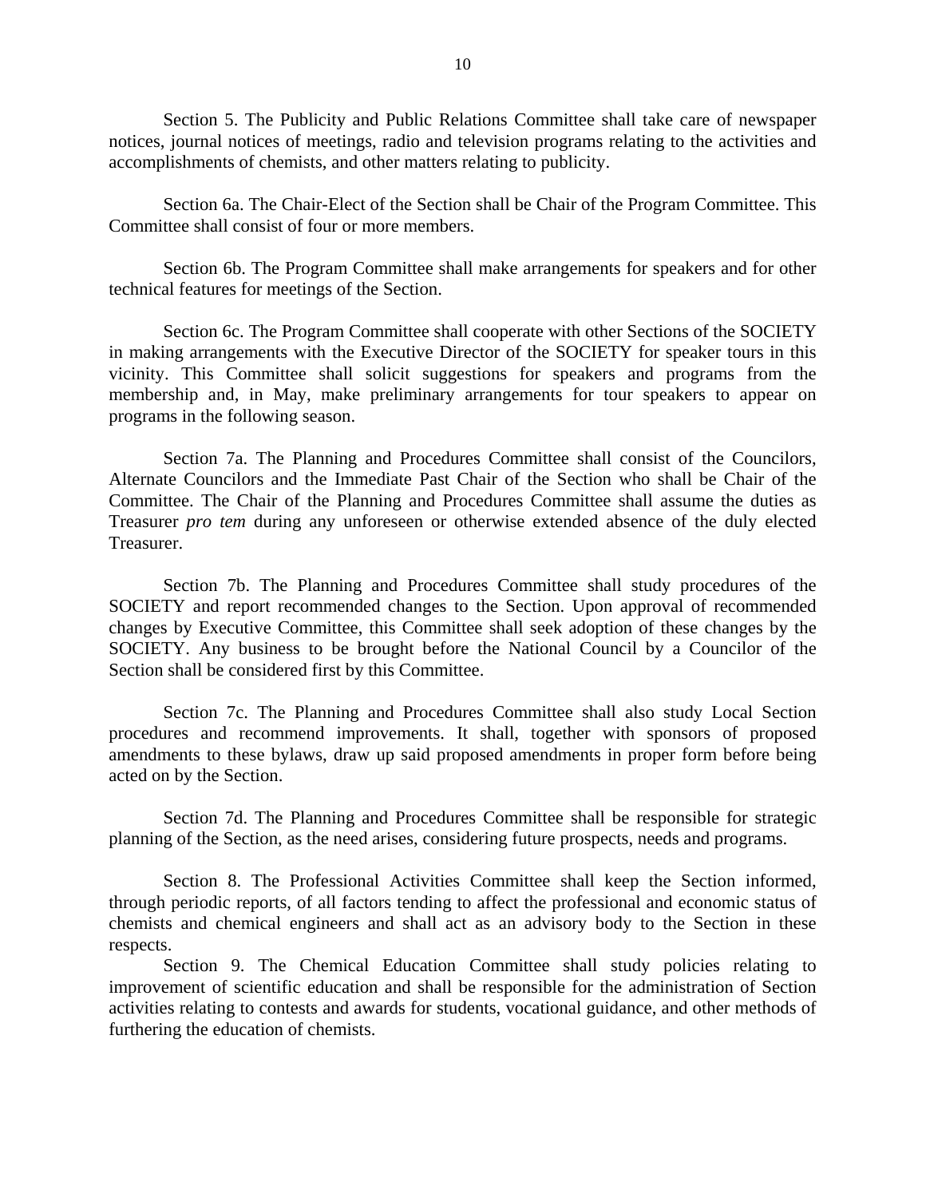Section 5. The Publicity and Public Relations Committee shall take care of newspaper notices, journal notices of meetings, radio and television programs relating to the activities and accomplishments of chemists, and other matters relating to publicity.

Section 6a. The Chair-Elect of the Section shall be Chair of the Program Committee. This Committee shall consist of four or more members.

Section 6b. The Program Committee shall make arrangements for speakers and for other technical features for meetings of the Section.

Section 6c. The Program Committee shall cooperate with other Sections of the SOCIETY in making arrangements with the Executive Director of the SOCIETY for speaker tours in this vicinity. This Committee shall solicit suggestions for speakers and programs from the membership and, in May, make preliminary arrangements for tour speakers to appear on programs in the following season.

Section 7a. The Planning and Procedures Committee shall consist of the Councilors, Alternate Councilors and the Immediate Past Chair of the Section who shall be Chair of the Committee. The Chair of the Planning and Procedures Committee shall assume the duties as Treasurer *pro tem* during any unforeseen or otherwise extended absence of the duly elected Treasurer.

Section 7b. The Planning and Procedures Committee shall study procedures of the SOCIETY and report recommended changes to the Section. Upon approval of recommended changes by Executive Committee, this Committee shall seek adoption of these changes by the SOCIETY. Any business to be brought before the National Council by a Councilor of the Section shall be considered first by this Committee.

Section 7c. The Planning and Procedures Committee shall also study Local Section procedures and recommend improvements. It shall, together with sponsors of proposed amendments to these bylaws, draw up said proposed amendments in proper form before being acted on by the Section.

Section 7d. The Planning and Procedures Committee shall be responsible for strategic planning of the Section, as the need arises, considering future prospects, needs and programs.

Section 8. The Professional Activities Committee shall keep the Section informed, through periodic reports, of all factors tending to affect the professional and economic status of chemists and chemical engineers and shall act as an advisory body to the Section in these respects.

Section 9. The Chemical Education Committee shall study policies relating to improvement of scientific education and shall be responsible for the administration of Section activities relating to contests and awards for students, vocational guidance, and other methods of furthering the education of chemists.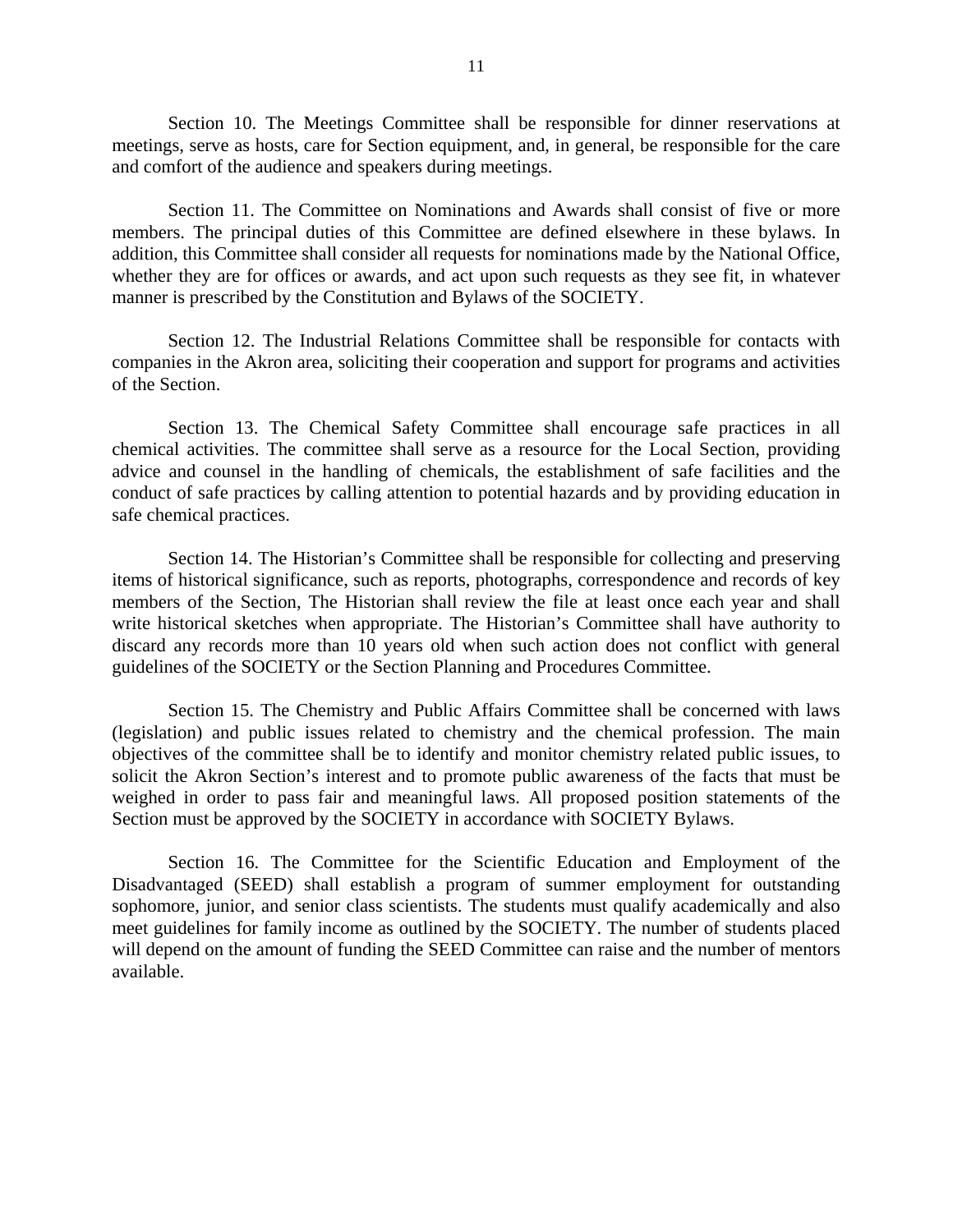Section 10. The Meetings Committee shall be responsible for dinner reservations at meetings, serve as hosts, care for Section equipment, and, in general, be responsible for the care and comfort of the audience and speakers during meetings.

Section 11. The Committee on Nominations and Awards shall consist of five or more members. The principal duties of this Committee are defined elsewhere in these bylaws. In addition, this Committee shall consider all requests for nominations made by the National Office, whether they are for offices or awards, and act upon such requests as they see fit, in whatever manner is prescribed by the Constitution and Bylaws of the SOCIETY.

Section 12. The Industrial Relations Committee shall be responsible for contacts with companies in the Akron area, soliciting their cooperation and support for programs and activities of the Section.

Section 13. The Chemical Safety Committee shall encourage safe practices in all chemical activities. The committee shall serve as a resource for the Local Section, providing advice and counsel in the handling of chemicals, the establishment of safe facilities and the conduct of safe practices by calling attention to potential hazards and by providing education in safe chemical practices.

Section 14. The Historian's Committee shall be responsible for collecting and preserving items of historical significance, such as reports, photographs, correspondence and records of key members of the Section, The Historian shall review the file at least once each year and shall write historical sketches when appropriate. The Historian's Committee shall have authority to discard any records more than 10 years old when such action does not conflict with general guidelines of the SOCIETY or the Section Planning and Procedures Committee.

Section 15. The Chemistry and Public Affairs Committee shall be concerned with laws (legislation) and public issues related to chemistry and the chemical profession. The main objectives of the committee shall be to identify and monitor chemistry related public issues, to solicit the Akron Section's interest and to promote public awareness of the facts that must be weighed in order to pass fair and meaningful laws. All proposed position statements of the Section must be approved by the SOCIETY in accordance with SOCIETY Bylaws.

Section 16. The Committee for the Scientific Education and Employment of the Disadvantaged (SEED) shall establish a program of summer employment for outstanding sophomore, junior, and senior class scientists. The students must qualify academically and also meet guidelines for family income as outlined by the SOCIETY. The number of students placed will depend on the amount of funding the SEED Committee can raise and the number of mentors available.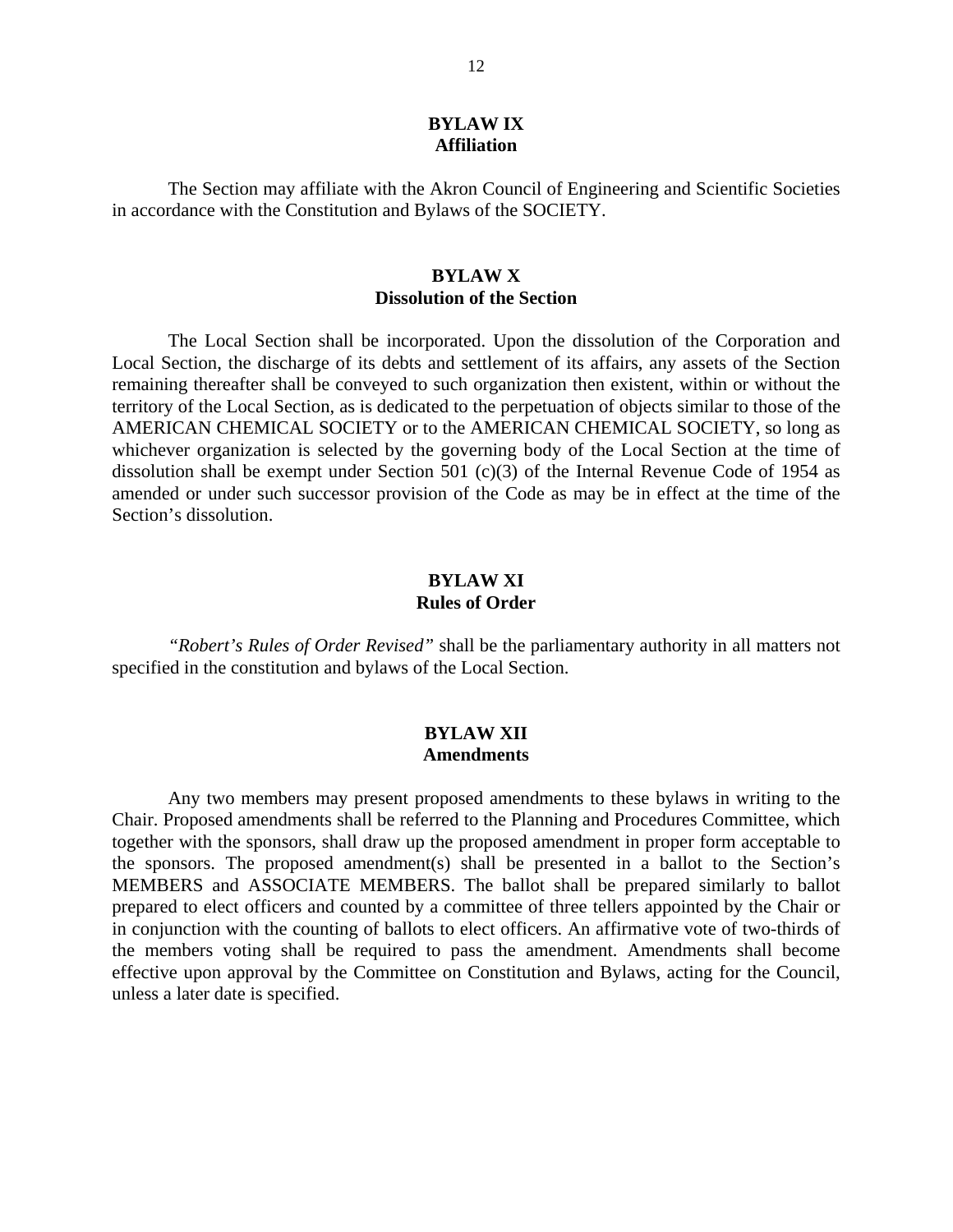## BYLAW IX
## Affiliation

The Section may affiliate with the Akron Council of Engineering and Scientific Societies in accordance with the Constitution and Bylaws of the SOCIETY.

## BYLAW X
## Dissolution of the Section

The Local Section shall be incorporated. Upon the dissolution of the Corporation and Local Section, the discharge of its debts and settlement of its affairs, any assets of the Section remaining thereafter shall be conveyed to such organization then existent, within or without the territory of the Local Section, as is dedicated to the perpetuation of objects similar to those of the AMERICAN CHEMICAL SOCIETY or to the AMERICAN CHEMICAL SOCIETY, so long as whichever organization is selected by the governing body of the Local Section at the time of dissolution shall be exempt under Section 501 (c)(3) of the Internal Revenue Code of 1954 as amended or under such successor provision of the Code as may be in effect at the time of the Section's dissolution.

## BYLAW XI
## Rules of Order

*"Robert's Rules of Order Revised"* shall be the parliamentary authority in all matters not specified in the constitution and bylaws of the Local Section.

## BYLAW XII
## Amendments

Any two members may present proposed amendments to these bylaws in writing to the Chair. Proposed amendments shall be referred to the Planning and Procedures Committee, which together with the sponsors, shall draw up the proposed amendment in proper form acceptable to the sponsors. The proposed amendment(s) shall be presented in a ballot to the Section's MEMBERS and ASSOCIATE MEMBERS. The ballot shall be prepared similarly to ballot prepared to elect officers and counted by a committee of three tellers appointed by the Chair or in conjunction with the counting of ballots to elect officers. An affirmative vote of two-thirds of the members voting shall be required to pass the amendment. Amendments shall become effective upon approval by the Committee on Constitution and Bylaws, acting for the Council, unless a later date is specified.